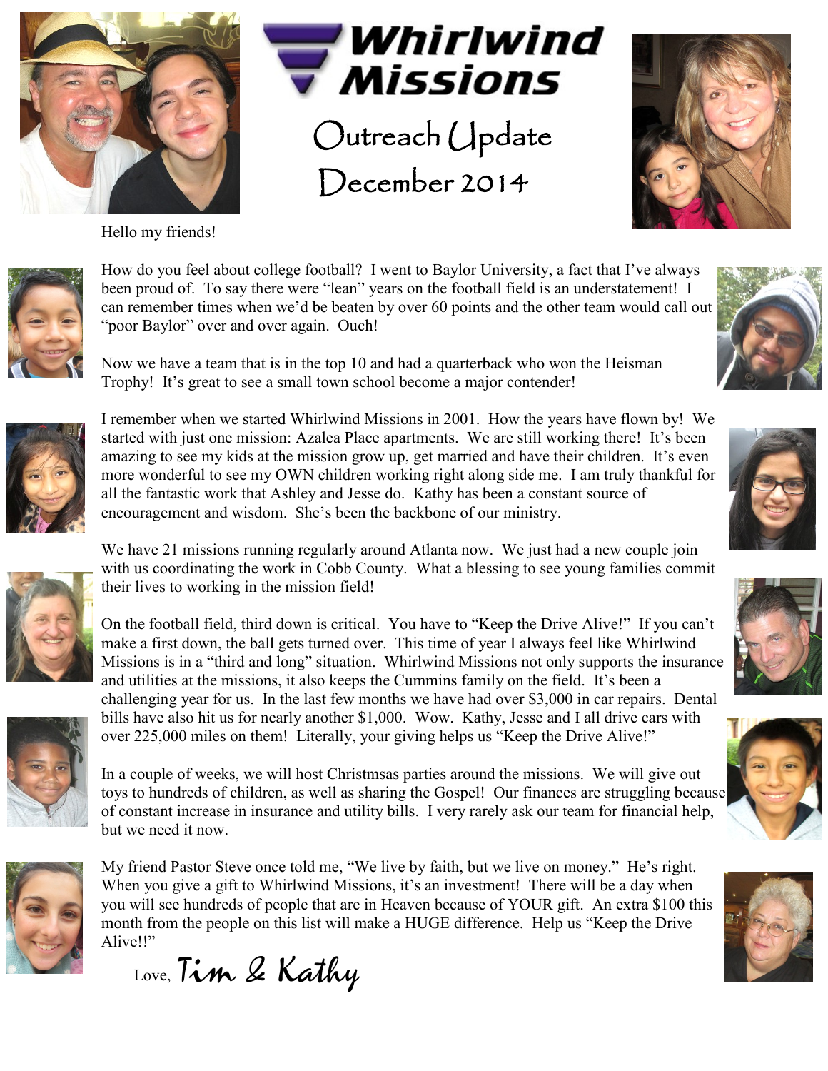# Whirlwind Missions

## Outreach Update
## December 2014

Hello my friends!

How do you feel about college football? I went to Baylor University, a fact that I've always been proud of. To say there were "lean" years on the football field is an understatement! I can remember times when we'd be beaten by over 60 points and the other team would call out "poor Baylor" over and over again. Ouch!

Now we have a team that is in the top 10 and had a quarterback who won the Heisman Trophy! It's great to see a small town school become a major contender!

I remember when we started Whirlwind Missions in 2001. How the years have flown by! We started with just one mission: Azalea Place apartments. We are still working there! It's been amazing to see my kids at the mission grow up, get married and have their children. It's even more wonderful to see my OWN children working right along side me. I am truly thankful for all the fantastic work that Ashley and Jesse do. Kathy has been a constant source of encouragement and wisdom. She's been the backbone of our ministry.

We have 21 missions running regularly around Atlanta now. We just had a new couple join with us coordinating the work in Cobb County. What a blessing to see young families commit their lives to working in the mission field!

On the football field, third down is critical. You have to "Keep the Drive Alive!" If you can't make a first down, the ball gets turned over. This time of year I always feel like Whirlwind Missions is in a "third and long" situation. Whirlwind Missions not only supports the insurance and utilities at the missions, it also keeps the Cummins family on the field. It's been a challenging year for us. In the last few months we have had over $3,000 in car repairs. Dental bills have also hit us for nearly another $1,000. Wow. Kathy, Jesse and I all drive cars with over 225,000 miles on them! Literally, your giving helps us "Keep the Drive Alive!"

In a couple of weeks, we will host Christmsas parties around the missions. We will give out toys to hundreds of children, as well as sharing the Gospel! Our finances are struggling because of constant increase in insurance and utility bills. I very rarely ask our team for financial help, but we need it now.

My friend Pastor Steve once told me, "We live by faith, but we live on money." He's right. When you give a gift to Whirlwind Missions, it's an investment! There will be a day when you will see hundreds of people that are in Heaven because of YOUR gift. An extra $100 this month from the people on this list will make a HUGE difference. Help us "Keep the Drive Alive!!"

Love, Tim & Kathy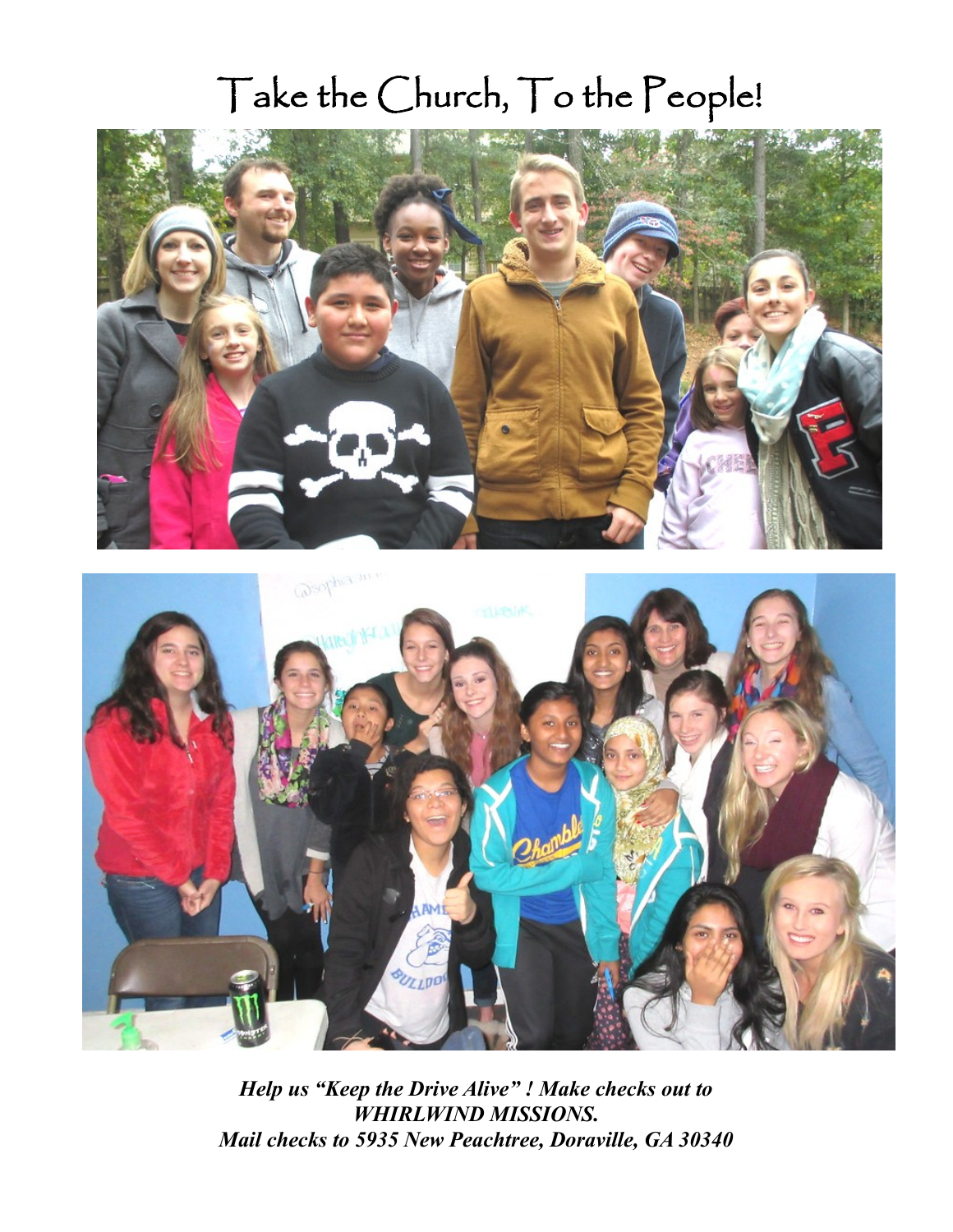# Take the Church, To the People!

***Help us "Keep the Drive Alive" ! Make checks out to WHIRLWIND MISSIONS.***
***Mail checks to 5935 New Peachtree, Doraville, GA 30340***